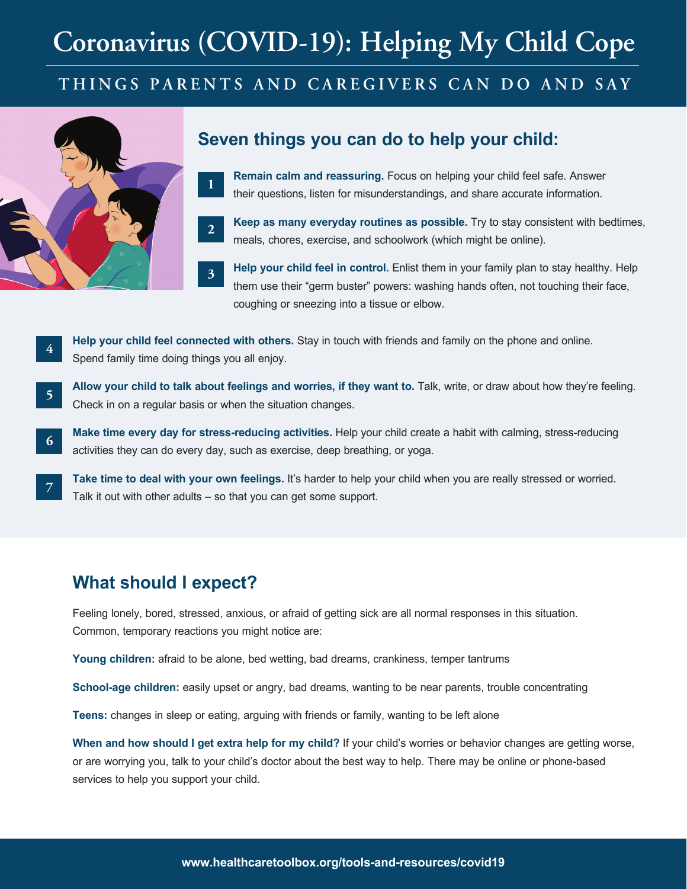# Coronavirus (COVID-19): Helping My Child Cope

THINGS PARENTS AND CAREGIVERS CAN DO AND SAY

## Seven things you can do to help your child:

1. **Remain calm and reassuring.** Focus on helping your child feel safe. Answer their questions, listen for misunderstandings, and share accurate information.
2. **Keep as many everyday routines as possible.** Try to stay consistent with bedtimes, meals, chores, exercise, and schoolwork (which might be online).
3. **Help your child feel in control.** Enlist them in your family plan to stay healthy. Help them use their "germ buster" powers: washing hands often, not touching their face, coughing or sneezing into a tissue or elbow.
4. **Help your child feel connected with others.** Stay in touch with friends and family on the phone and online. Spend family time doing things you all enjoy.
5. **Allow your child to talk about feelings and worries, if they want to.** Talk, write, or draw about how they're feeling. Check in on a regular basis or when the situation changes.
6. **Make time every day for stress-reducing activities.** Help your child create a habit with calming, stress-reducing activities they can do every day, such as exercise, deep breathing, or yoga.
7. **Take time to deal with your own feelings.** It's harder to help your child when you are really stressed or worried. Talk it out with other adults – so that you can get some support.

## What should I expect?

Feeling lonely, bored, stressed, anxious, or afraid of getting sick are all normal responses in this situation. Common, temporary reactions you might notice are:

**Young children:** afraid to be alone, bed wetting, bad dreams, crankiness, temper tantrums

**School-age children:** easily upset or angry, bad dreams, wanting to be near parents, trouble concentrating

**Teens:** changes in sleep or eating, arguing with friends or family, wanting to be left alone

**When and how should I get extra help for my child?** If your child's worries or behavior changes are getting worse, or are worrying you, talk to your child's doctor about the best way to help. There may be online or phone-based services to help you support your child.

**www.healthcaretoolbox.org/tools-and-resources/covid19**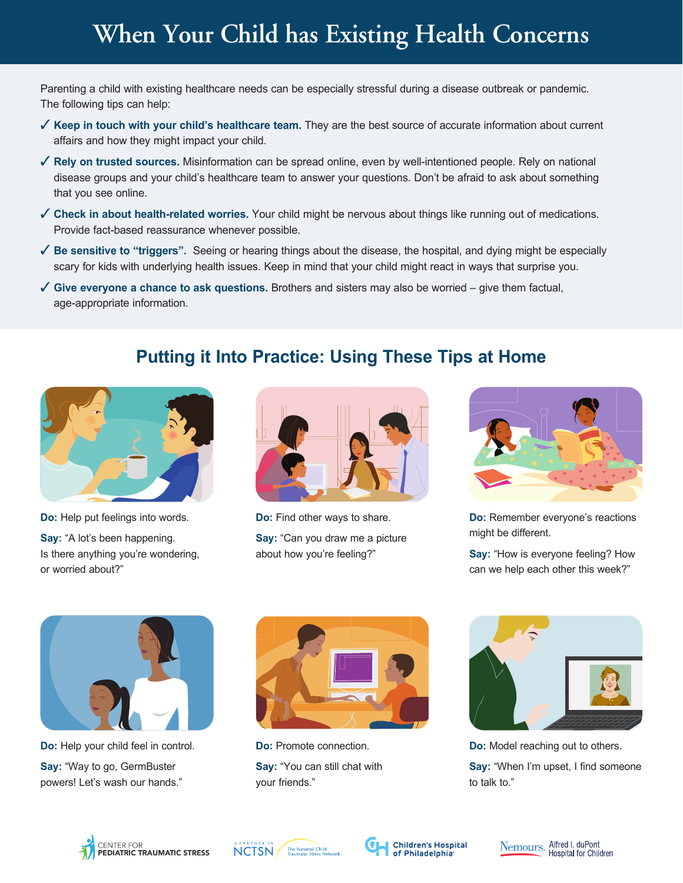# When Your Child has Existing Health Concerns

Parenting a child with existing healthcare needs can be especially stressful during a disease outbreak or pandemic. The following tips can help:

✓ **Keep in touch with your child's healthcare team.** They are the best source of accurate information about current affairs and how they might impact your child.

✓ **Rely on trusted sources.** Misinformation can be spread online, even by well-intentioned people. Rely on national disease groups and your child's healthcare team to answer your questions. Don't be afraid to ask about something that you see online.

✓ **Check in about health-related worries.** Your child might be nervous about things like running out of medications. Provide fact-based reassurance whenever possible.

✓ **Be sensitive to "triggers".** Seeing or hearing things about the disease, the hospital, and dying might be especially scary for kids with underlying health issues. Keep in mind that your child might react in ways that surprise you.

✓ **Give everyone a chance to ask questions.** Brothers and sisters may also be worried – give them factual, age-appropriate information.

## Putting it Into Practice: Using These Tips at Home

**Do:** Help put feelings into words.

**Say:** "A lot's been happening. Is there anything you're wondering, or worried about?"

**Do:** Find other ways to share.

**Say:** "Can you draw me a picture about how you're feeling?"

**Do:** Remember everyone's reactions might be different.

**Say:** "How is everyone feeling? How can we help each other this week?"

**Do:** Help your child feel in control.

**Say:** "Way to go, GermBuster powers! Let's wash our hands."

**Do:** Promote connection.

**Say:** "You can still chat with your friends."

**Do:** Model reaching out to others.

**Say:** "When I'm upset, I find someone to talk to."

CENTER FOR PEDIATRIC TRAUMATIC STRESS | A PARTNER IN NCTSN The National Child Traumatic Stress Network | Children's Hospital of Philadelphia | Nemours. Alfred I. duPont Hospital for Children